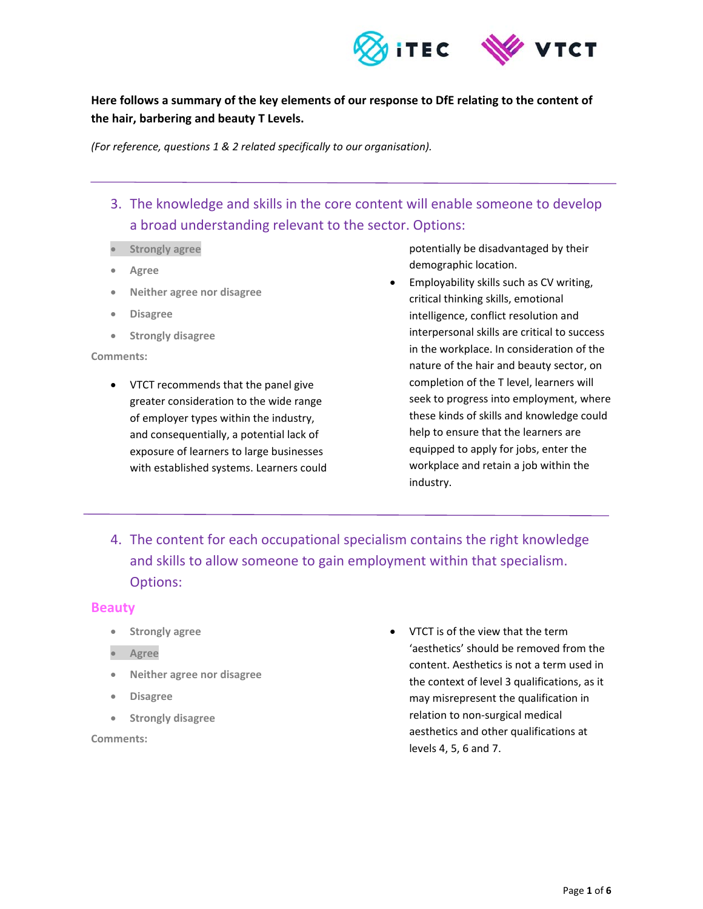**Here follows a summary of the key elements of our response to DfE relating to the content of the hair, barbering and beauty T Levels.**

*(For reference, questions 1 & 2 related specifically to our organisation).*

---

## 3. The knowledge and skills in the core content will enable someone to develop a broad understanding relevant to the sector. Options:

- **Strongly agree**
- Agree
- Neither agree nor disagree
- Disagree
- Strongly disagree

Comments:

- VTCT recommends that the panel give greater consideration to the wide range of employer types within the industry, and consequentially, a potential lack of exposure of learners to large businesses with established systems. Learners could potentially be disadvantaged by their demographic location.
- Employability skills such as CV writing, critical thinking skills, emotional intelligence, conflict resolution and interpersonal skills are critical to success in the workplace. In consideration of the nature of the hair and beauty sector, on completion of the T level, learners will seek to progress into employment, where these kinds of skills and knowledge could help to ensure that the learners are equipped to apply for jobs, enter the workplace and retain a job within the industry.

---

## 4. The content for each occupational specialism contains the right knowledge and skills to allow someone to gain employment within that specialism. Options:

### Beauty

- Strongly agree
- **Agree**
- Neither agree nor disagree
- Disagree
- Strongly disagree

Comments:

- VTCT is of the view that the term 'aesthetics' should be removed from the content. Aesthetics is not a term used in the context of level 3 qualifications, as it may misrepresent the qualification in relation to non-surgical medical aesthetics and other qualifications at levels 4, 5, 6 and 7.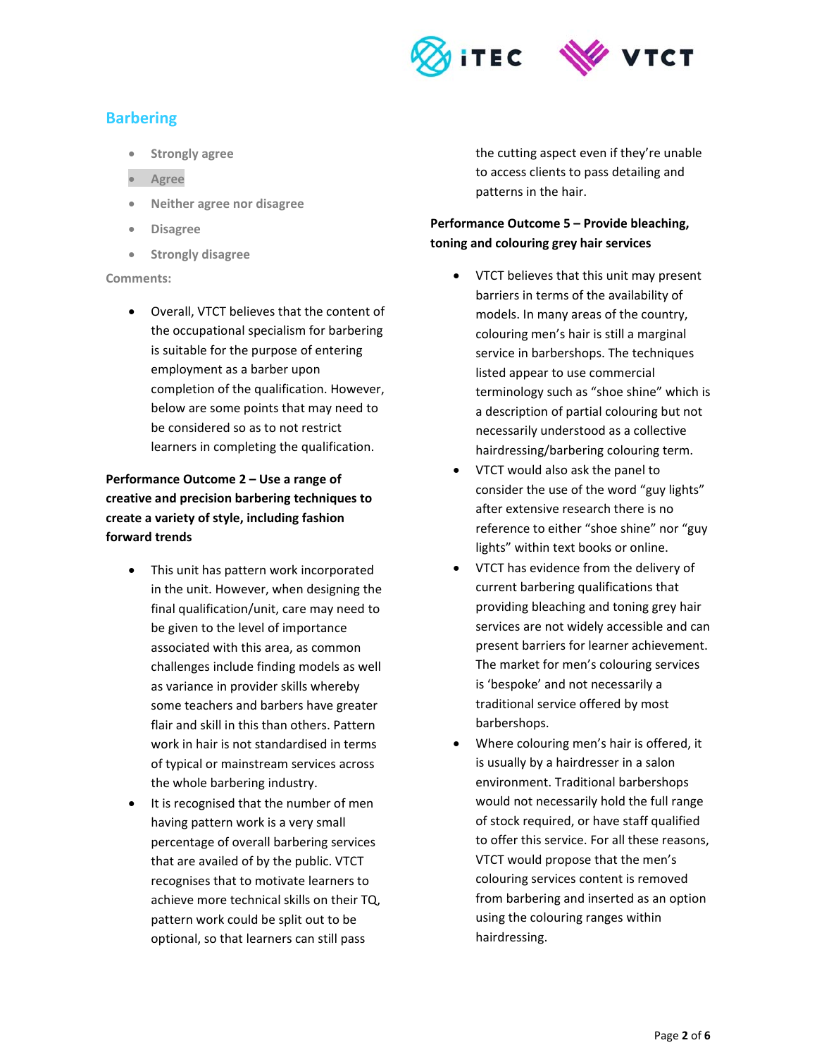## Barbering

- Strongly agree
- Agree
- Neither agree nor disagree
- Disagree
- Strongly disagree

Comments:

- Overall, VTCT believes that the content of the occupational specialism for barbering is suitable for the purpose of entering employment as a barber upon completion of the qualification. However, below are some points that may need to be considered so as to not restrict learners in completing the qualification.

**Performance Outcome 2 – Use a range of creative and precision barbering techniques to create a variety of style, including fashion forward trends**

- This unit has pattern work incorporated in the unit. However, when designing the final qualification/unit, care may need to be given to the level of importance associated with this area, as common challenges include finding models as well as variance in provider skills whereby some teachers and barbers have greater flair and skill in this than others. Pattern work in hair is not standardised in terms of typical or mainstream services across the whole barbering industry.
- It is recognised that the number of men having pattern work is a very small percentage of overall barbering services that are availed of by the public. VTCT recognises that to motivate learners to achieve more technical skills on their TQ, pattern work could be split out to be optional, so that learners can still pass the cutting aspect even if they're unable to access clients to pass detailing and patterns in the hair.

**Performance Outcome 5 – Provide bleaching, toning and colouring grey hair services**

- VTCT believes that this unit may present barriers in terms of the availability of models. In many areas of the country, colouring men's hair is still a marginal service in barbershops. The techniques listed appear to use commercial terminology such as "shoe shine" which is a description of partial colouring but not necessarily understood as a collective hairdressing/barbering colouring term.
- VTCT would also ask the panel to consider the use of the word "guy lights" after extensive research there is no reference to either "shoe shine" nor "guy lights" within text books or online.
- VTCT has evidence from the delivery of current barbering qualifications that providing bleaching and toning grey hair services are not widely accessible and can present barriers for learner achievement. The market for men's colouring services is 'bespoke' and not necessarily a traditional service offered by most barbershops.
- Where colouring men's hair is offered, it is usually by a hairdresser in a salon environment. Traditional barbershops would not necessarily hold the full range of stock required, or have staff qualified to offer this service. For all these reasons, VTCT would propose that the men's colouring services content is removed from barbering and inserted as an option using the colouring ranges within hairdressing.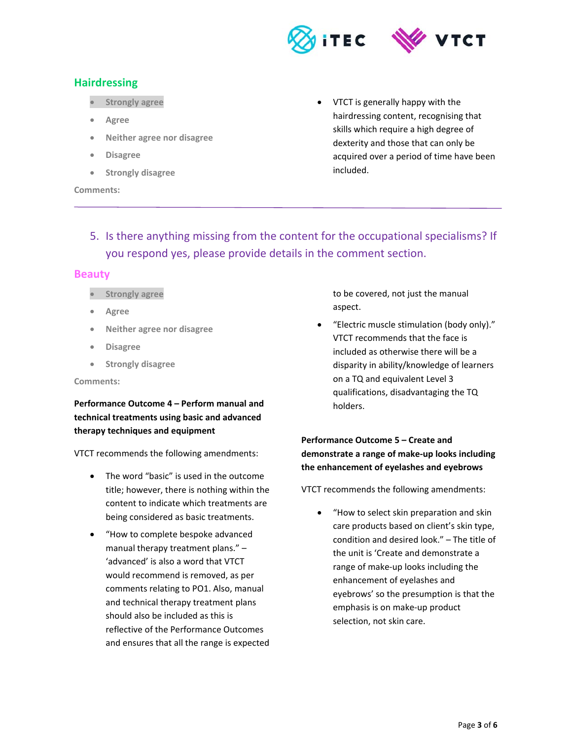## Hairdressing

- Strongly agree
- Agree
- Neither agree nor disagree
- Disagree
- Strongly disagree

Comments:

- VTCT is generally happy with the hairdressing content, recognising that skills which require a high degree of dexterity and those that can only be acquired over a period of time have been included.

---

5. Is there anything missing from the content for the occupational specialisms? If you respond yes, please provide details in the comment section.

## Beauty

- Strongly agree
- Agree
- Neither agree nor disagree
- Disagree
- Strongly disagree

Comments:

**Performance Outcome 4 – Perform manual and technical treatments using basic and advanced therapy techniques and equipment**

VTCT recommends the following amendments:

- The word "basic" is used in the outcome title; however, there is nothing within the content to indicate which treatments are being considered as basic treatments.
- "How to complete bespoke advanced manual therapy treatment plans." – 'advanced' is also a word that VTCT would recommend is removed, as per comments relating to PO1. Also, manual and technical therapy treatment plans should also be included as this is reflective of the Performance Outcomes and ensures that all the range is expected to be covered, not just the manual aspect.
- "Electric muscle stimulation (body only)." VTCT recommends that the face is included as otherwise there will be a disparity in ability/knowledge of learners on a TQ and equivalent Level 3 qualifications, disadvantaging the TQ holders.

**Performance Outcome 5 – Create and demonstrate a range of make-up looks including the enhancement of eyelashes and eyebrows**

VTCT recommends the following amendments:

- "How to select skin preparation and skin care products based on client's skin type, condition and desired look." – The title of the unit is 'Create and demonstrate a range of make-up looks including the enhancement of eyelashes and eyebrows' so the presumption is that the emphasis is on make-up product selection, not skin care.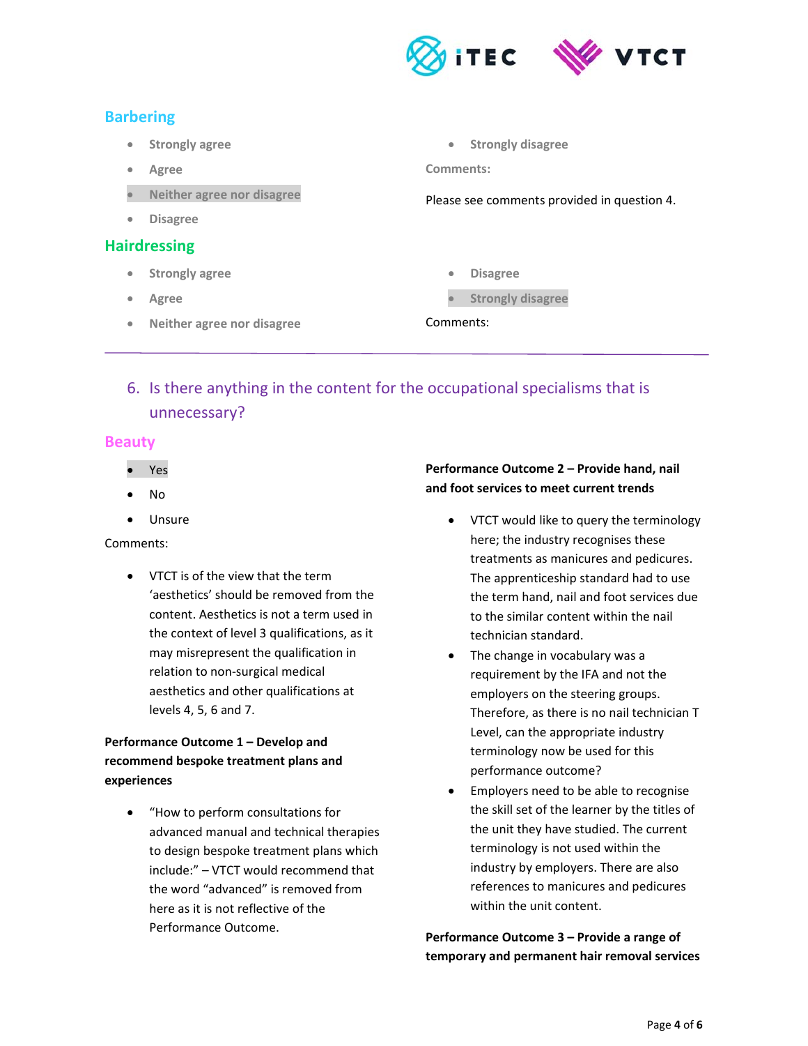## Barbering

- Strongly agree
- Agree
- Neither agree nor disagree
- Disagree
- Strongly disagree

**Comments:**

Please see comments provided in question 4.

## Hairdressing

- Strongly agree
- Agree
- Neither agree nor disagree
- Disagree
- Strongly disagree

Comments:

---

### 6. Is there anything in the content for the occupational specialisms that is unnecessary?

## Beauty

- Yes
- No
- Unsure

Comments:

- VTCT is of the view that the term 'aesthetics' should be removed from the content. Aesthetics is not a term used in the context of level 3 qualifications, as it may misrepresent the qualification in relation to non-surgical medical aesthetics and other qualifications at levels 4, 5, 6 and 7.

**Performance Outcome 1 – Develop and recommend bespoke treatment plans and experiences**

- "How to perform consultations for advanced manual and technical therapies to design bespoke treatment plans which include:" – VTCT would recommend that the word "advanced" is removed from here as it is not reflective of the Performance Outcome.

**Performance Outcome 2 – Provide hand, nail and foot services to meet current trends**

- VTCT would like to query the terminology here; the industry recognises these treatments as manicures and pedicures. The apprenticeship standard had to use the term hand, nail and foot services due to the similar content within the nail technician standard.
- The change in vocabulary was a requirement by the IFA and not the employers on the steering groups. Therefore, as there is no nail technician T Level, can the appropriate industry terminology now be used for this performance outcome?
- Employers need to be able to recognise the skill set of the learner by the titles of the unit they have studied. The current terminology is not used within the industry by employers. There are also references to manicures and pedicures within the unit content.

**Performance Outcome 3 – Provide a range of temporary and permanent hair removal services**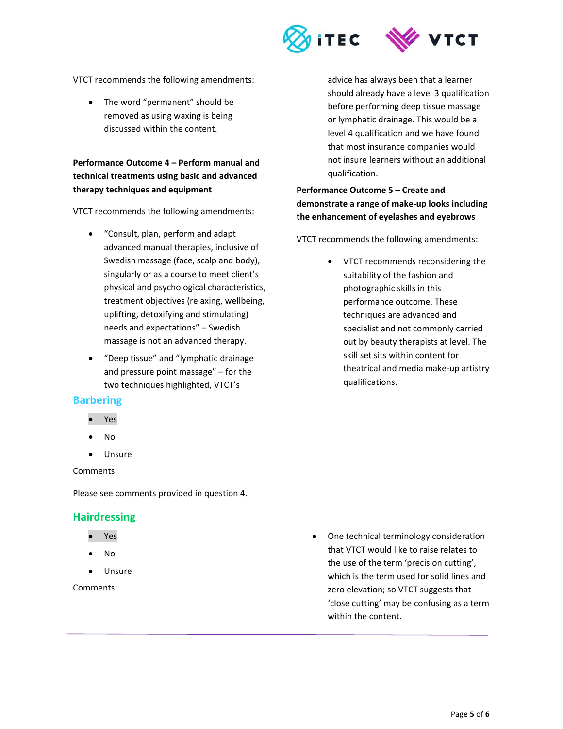VTCT recommends the following amendments:

- The word "permanent" should be removed as using waxing is being discussed within the content.

**Performance Outcome 4 – Perform manual and technical treatments using basic and advanced therapy techniques and equipment**

VTCT recommends the following amendments:

- "Consult, plan, perform and adapt advanced manual therapies, inclusive of Swedish massage (face, scalp and body), singularly or as a course to meet client's physical and psychological characteristics, treatment objectives (relaxing, wellbeing, uplifting, detoxifying and stimulating) needs and expectations" – Swedish massage is not an advanced therapy.
- "Deep tissue" and "lymphatic drainage and pressure point massage" – for the two techniques highlighted, VTCT's advice has always been that a learner should already have a level 3 qualification before performing deep tissue massage or lymphatic drainage. This would be a level 4 qualification and we have found that most insurance companies would not insure learners without an additional qualification.

**Performance Outcome 5 – Create and demonstrate a range of make-up looks including the enhancement of eyelashes and eyebrows**

VTCT recommends the following amendments:

- VTCT recommends reconsidering the suitability of the fashion and photographic skills in this performance outcome. These techniques are advanced and specialist and not commonly carried out by beauty therapists at level. The skill set sits within content for theatrical and media make-up artistry qualifications.

## Barbering

- Yes
- No
- Unsure

Comments:

Please see comments provided in question 4.

## Hairdressing

- Yes
- No
- Unsure

Comments:

- One technical terminology consideration that VTCT would like to raise relates to the use of the term 'precision cutting', which is the term used for solid lines and zero elevation; so VTCT suggests that 'close cutting' may be confusing as a term within the content.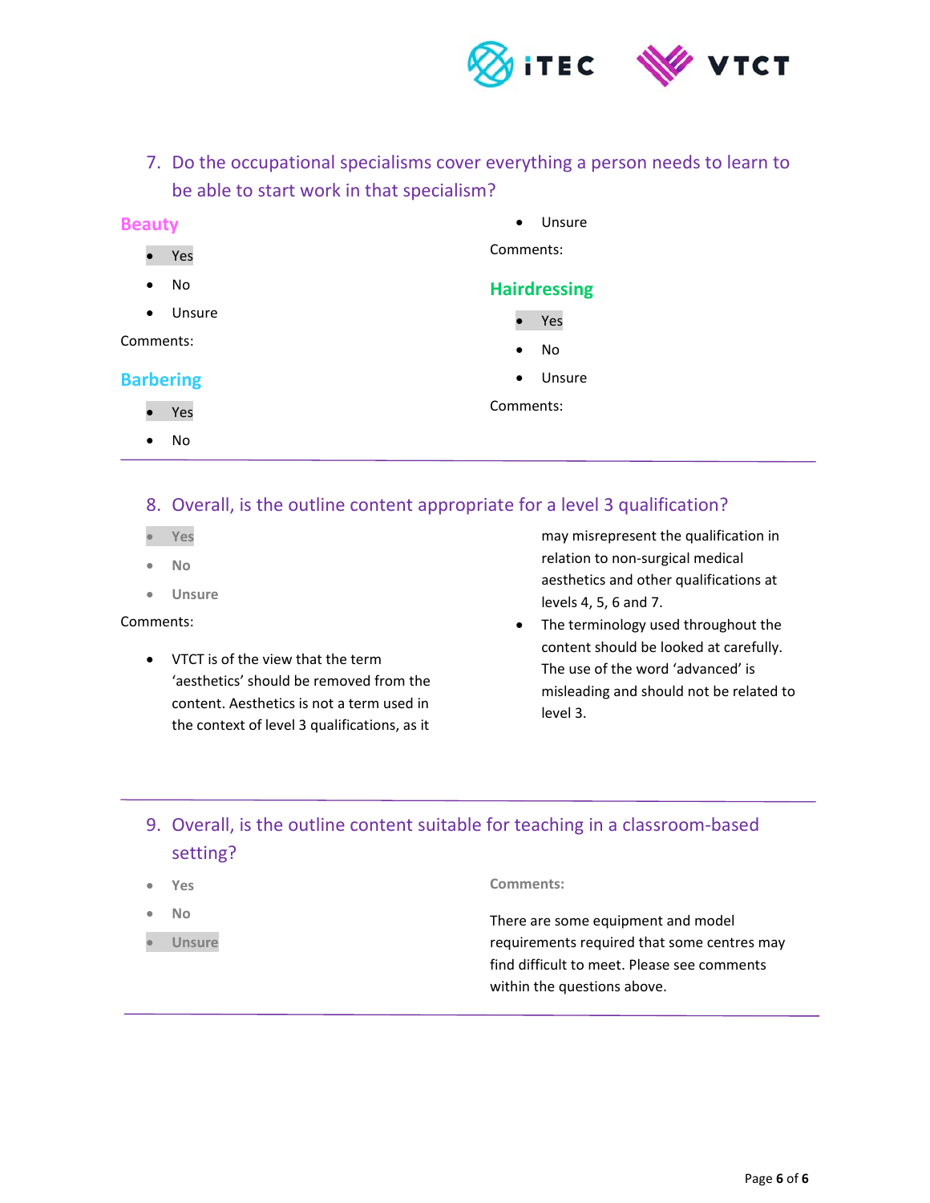## 7. Do the occupational specialisms cover everything a person needs to learn to be able to start work in that specialism?

### Beauty

- Yes
- No
- Unsure

Comments:

### Barbering

- Yes
- No
- Unsure

Comments:

### Hairdressing

- Yes
- No
- Unsure

Comments:

## 8. Overall, is the outline content appropriate for a level 3 qualification?

- Yes
- No
- Unsure

Comments:

- VTCT is of the view that the term 'aesthetics' should be removed from the content. Aesthetics is not a term used in the context of level 3 qualifications, as it may misrepresent the qualification in relation to non-surgical medical aesthetics and other qualifications at levels 4, 5, 6 and 7.
- The terminology used throughout the content should be looked at carefully. The use of the word 'advanced' is misleading and should not be related to level 3.

## 9. Overall, is the outline content suitable for teaching in a classroom-based setting?

- Yes
- No
- Unsure

Comments:

There are some equipment and model requirements required that some centres may find difficult to meet. Please see comments within the questions above.